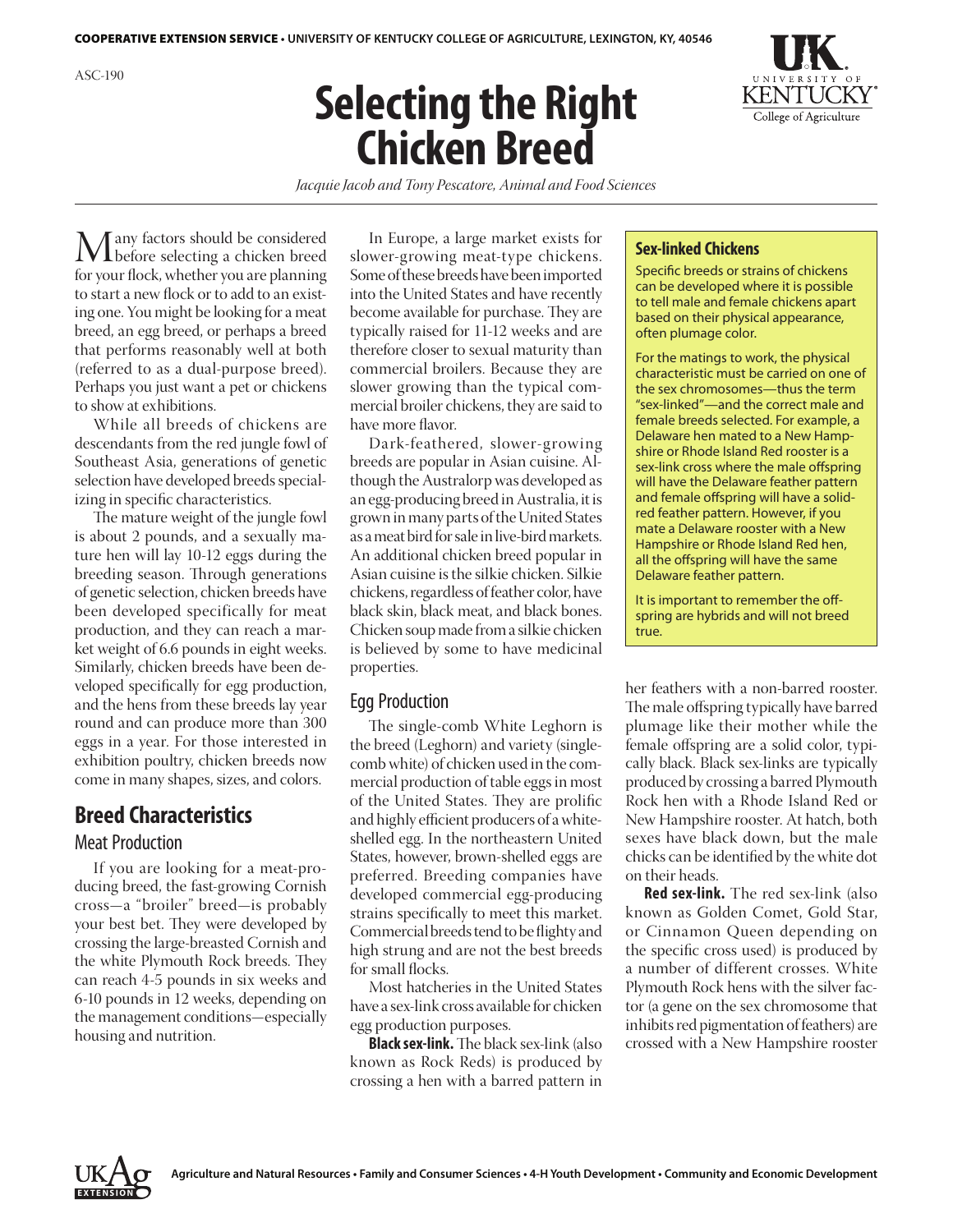ASC-190

# Selecting the Right Chicken Breed

*Jacquie Jacob and Tony Pescatore, Animal and Food Sciences*

Many factors should be considered before selecting a chicken breed for your flock, whether you are planning to start a new flock or to add to an existing one. You might be looking for a meat breed, an egg breed, or perhaps a breed that performs reasonably well at both (referred to as a dual-purpose breed). Perhaps you just want a pet or chickens to show at exhibitions.

While all breeds of chickens are descendants from the red jungle fowl of Southeast Asia, generations of genetic selection have developed breeds specializing in specific characteristics.

The mature weight of the jungle fowl is about 2 pounds, and a sexually mature hen will lay 10-12 eggs during the breeding season. Through generations of genetic selection, chicken breeds have been developed specifically for meat production, and they can reach a market weight of 6.6 pounds in eight weeks. Similarly, chicken breeds have been developed specifically for egg production, and the hens from these breeds lay year round and can produce more than 300 eggs in a year. For those interested in exhibition poultry, chicken breeds now come in many shapes, sizes, and colors.

## Breed Characteristics

### Meat Production

If you are looking for a meat-producing breed, the fast-growing Cornish cross—a "broiler" breed—is probably your best bet. They were developed by crossing the large-breasted Cornish and the white Plymouth Rock breeds. They can reach 4-5 pounds in six weeks and 6-10 pounds in 12 weeks, depending on the management conditions—especially housing and nutrition.

In Europe, a large market exists for slower-growing meat-type chickens. Some of these breeds have been imported into the United States and have recently become available for purchase. They are typically raised for 11-12 weeks and are therefore closer to sexual maturity than commercial broilers. Because they are slower growing than the typical commercial broiler chickens, they are said to have more flavor.

Dark-feathered, slower-growing breeds are popular in Asian cuisine. Although the Australorp was developed as an egg-producing breed in Australia, it is grown in many parts of the United States as a meat bird for sale in live-bird markets. An additional chicken breed popular in Asian cuisine is the silkie chicken. Silkie chickens, regardless of feather color, have black skin, black meat, and black bones. Chicken soup made from a silkie chicken is believed by some to have medicinal properties.

### Egg Production

The single-comb White Leghorn is the breed (Leghorn) and variety (single-comb white) of chicken used in the commercial production of table eggs in most of the United States. They are prolific and highly efficient producers of a white-shelled egg. In the northeastern United States, however, brown-shelled eggs are preferred. Breeding companies have developed commercial egg-producing strains specifically to meet this market. Commercial breeds tend to be flighty and high strung and are not the best breeds for small flocks.

Most hatcheries in the United States have a sex-link cross available for chicken egg production purposes.

**Black sex-link.** The black sex-link (also known as Rock Reds) is produced by crossing a hen with a barred pattern in her feathers with a non-barred rooster. The male offspring typically have barred plumage like their mother while the female offspring are a solid color, typically black. Black sex-links are typically produced by crossing a barred Plymouth Rock hen with a Rhode Island Red or New Hampshire rooster. At hatch, both sexes have black down, but the male chicks can be identified by the white dot on their heads.

**Red sex-link.** The red sex-link (also known as Golden Comet, Gold Star, or Cinnamon Queen depending on the specific cross used) is produced by a number of different crosses. White Plymouth Rock hens with the silver factor (a gene on the sex chromosome that inhibits red pigmentation of feathers) are crossed with a New Hampshire rooster

> **Sex-linked Chickens**
>
> Specific breeds or strains of chickens can be developed where it is possible to tell male and female chickens apart based on their physical appearance, often plumage color.
>
> For the matings to work, the physical characteristic must be carried on one of the sex chromosomes—thus the term "sex-linked"—and the correct male and female breeds selected. For example, a Delaware hen mated to a New Hampshire or Rhode Island Red rooster is a sex-link cross where the male offspring will have the Delaware feather pattern and female offspring will have a solid-red feather pattern. However, if you mate a Delaware rooster with a New Hampshire or Rhode Island Red hen, all the offspring will have the same Delaware feather pattern.
>
> It is important to remember the offspring are hybrids and will not breed true.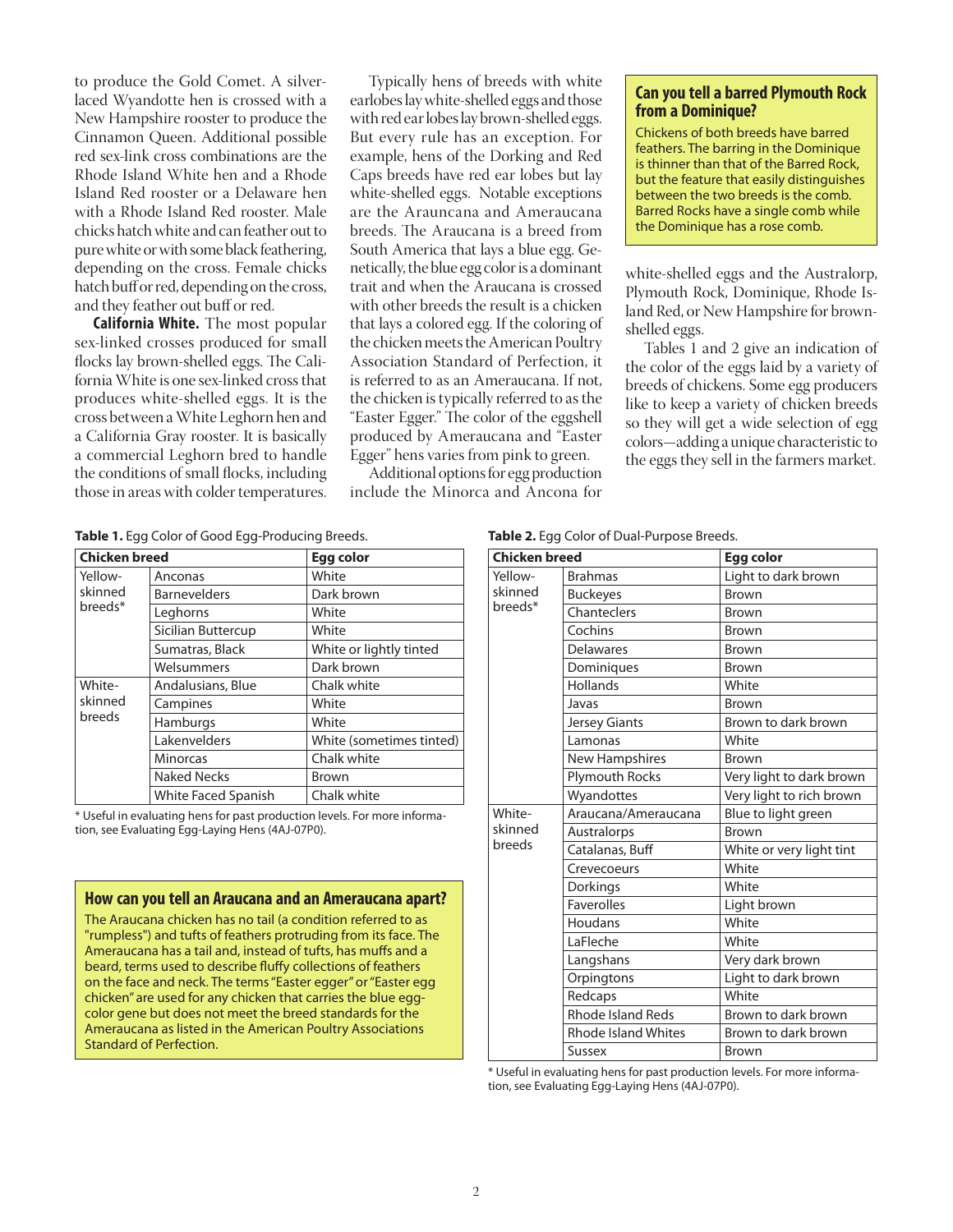to produce the Gold Comet. A silver-laced Wyandotte hen is crossed with a New Hampshire rooster to produce the Cinnamon Queen. Additional possible red sex-link cross combinations are the Rhode Island White hen and a Rhode Island Red rooster or a Delaware hen with a Rhode Island Red rooster. Male chicks hatch white and can feather out to pure white or with some black feathering, depending on the cross. Female chicks hatch buff or red, depending on the cross, and they feather out buff or red.

**California White.** The most popular sex-linked crosses produced for small flocks lay brown-shelled eggs. The California White is one sex-linked cross that produces white-shelled eggs. It is the cross between a White Leghorn hen and a California Gray rooster. It is basically a commercial Leghorn bred to handle the conditions of small flocks, including those in areas with colder temperatures.

Typically hens of breeds with white earlobes lay white-shelled eggs and those with red ear lobes lay brown-shelled eggs. But every rule has an exception. For example, hens of the Dorking and Red Caps breeds have red ear lobes but lay white-shelled eggs. Notable exceptions are the Arauncana and Ameraucana breeds. The Araucana is a breed from South America that lays a blue egg. Genetically, the blue egg color is a dominant trait and when the Araucana is crossed with other breeds the result is a chicken that lays a colored egg. If the coloring of the chicken meets the American Poultry Association Standard of Perfection, it is referred to as an Ameraucana. If not, the chicken is typically referred to as the "Easter Egger." The color of the eggshell produced by Ameraucana and "Easter Egger" hens varies from pink to green.

Additional options for egg production include the Minorca and Ancona for white-shelled eggs and the Australorp, Plymouth Rock, Dominique, Rhode Island Red, or New Hampshire for brown-shelled eggs.

Tables 1 and 2 give an indication of the color of the eggs laid by a variety of breeds of chickens. Some egg producers like to keep a variety of chicken breeds so they will get a wide selection of egg colors—adding a unique characteristic to the eggs they sell in the farmers market.

### Can you tell a barred Plymouth Rock from a Dominique?

Chickens of both breeds have barred feathers. The barring in the Dominique is thinner than that of the Barred Rock, but the feature that easily distinguishes between the two breeds is the comb. Barred Rocks have a single comb while the Dominique has a rose comb.

**Table 1.** Egg Color of Good Egg-Producing Breeds.

| Chicken breed | | Egg color |
|---|---|---|
| Yellow-skinned breeds* | Anconas | White |
| | Barnevelders | Dark brown |
| | Leghorns | White |
| | Sicilian Buttercup | White |
| | Sumatras, Black | White or lightly tinted |
| | Welsummers | Dark brown |
| White-skinned breeds | Andalusians, Blue | Chalk white |
| | Campines | White |
| | Hamburgs | White |
| | Lakenvelders | White (sometimes tinted) |
| | Minorcas | Chalk white |
| | Naked Necks | Brown |
| | White Faced Spanish | Chalk white |

\* Useful in evaluating hens for past production levels. For more information, see Evaluating Egg-Laying Hens (4AJ-07P0).

### How can you tell an Araucana and an Ameraucana apart?

The Araucana chicken has no tail (a condition referred to as "rumpless") and tufts of feathers protruding from its face. The Ameraucana has a tail and, instead of tufts, has muffs and a beard, terms used to describe fluffy collections of feathers on the face and neck. The terms "Easter egger" or "Easter egg chicken" are used for any chicken that carries the blue egg-color gene but does not meet the breed standards for the Ameraucana as listed in the American Poultry Associations Standard of Perfection.

**Table 2.** Egg Color of Dual-Purpose Breeds.

| Chicken breed | | Egg color |
|---|---|---|
| Yellow-skinned breeds* | Brahmas | Light to dark brown |
| | Buckeyes | Brown |
| | Chanteclers | Brown |
| | Cochins | Brown |
| | Delawares | Brown |
| | Dominiques | Brown |
| | Hollands | White |
| | Javas | Brown |
| | Jersey Giants | Brown to dark brown |
| | Lamonas | White |
| | New Hampshires | Brown |
| | Plymouth Rocks | Very light to dark brown |
| | Wyandottes | Very light to rich brown |
| White-skinned breeds | Araucana/Ameraucana | Blue to light green |
| | Australorps | Brown |
| | Catalanas, Buff | White or very light tint |
| | Crevecoeurs | White |
| | Dorkings | White |
| | Faverolles | Light brown |
| | Houdans | White |
| | LaFleche | White |
| | Langshans | Very dark brown |
| | Orpingtons | Light to dark brown |
| | Redcaps | White |
| | Rhode Island Reds | Brown to dark brown |
| | Rhode Island Whites | Brown to dark brown |
| | Sussex | Brown |

\* Useful in evaluating hens for past production levels. For more information, see Evaluating Egg-Laying Hens (4AJ-07P0).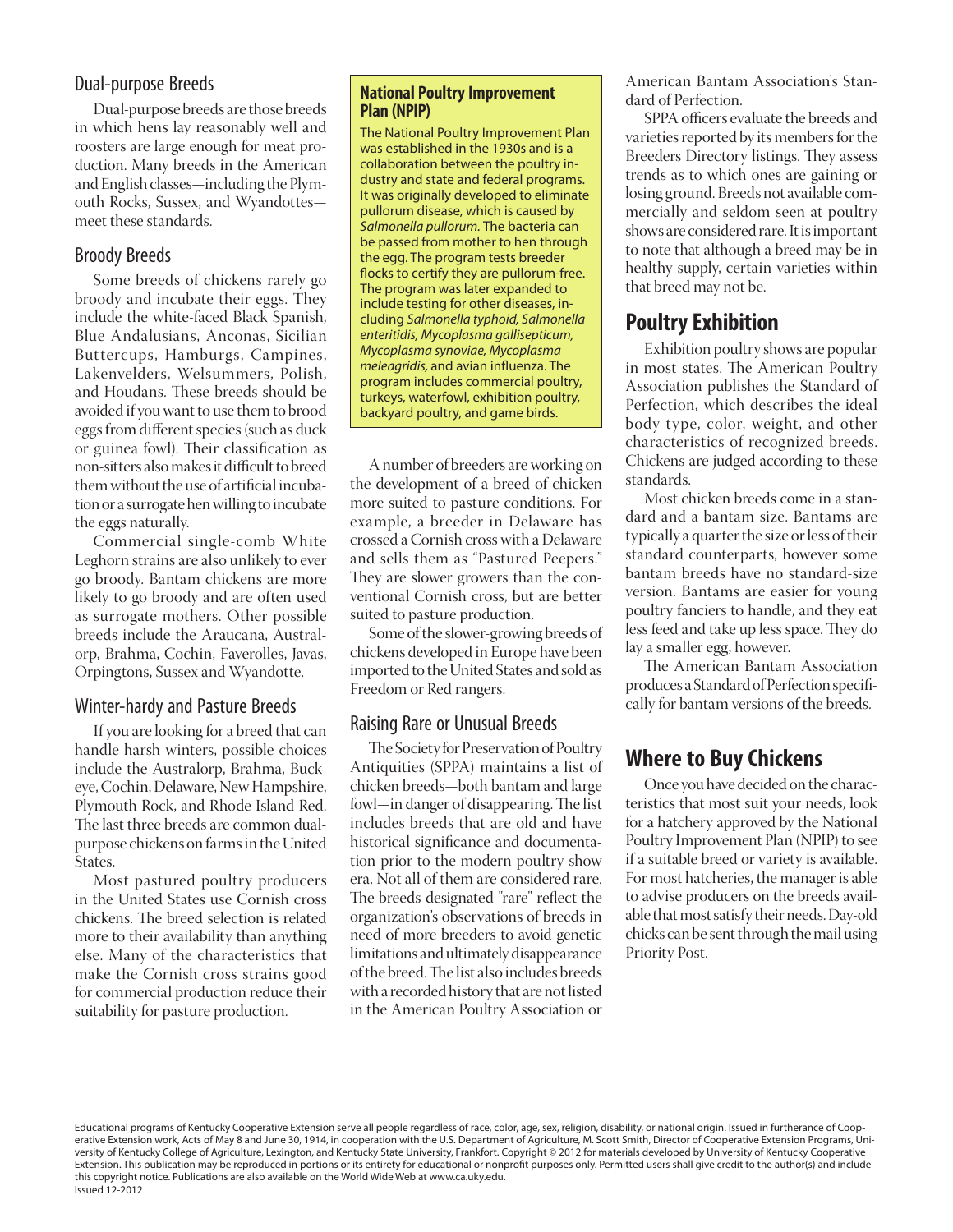### Dual-purpose Breeds

Dual-purpose breeds are those breeds in which hens lay reasonably well and roosters are large enough for meat production. Many breeds in the American and English classes—including the Plymouth Rocks, Sussex, and Wyandottes—meet these standards.

### Broody Breeds

Some breeds of chickens rarely go broody and incubate their eggs. They include the white-faced Black Spanish, Blue Andalusians, Anconas, Sicilian Buttercups, Hamburgs, Campines, Lakenvelders, Welsummers, Polish, and Houdans. These breeds should be avoided if you want to use them to brood eggs from different species (such as duck or guinea fowl). Their classification as non-sitters also makes it difficult to breed them without the use of artificial incubation or a surrogate hen willing to incubate the eggs naturally.

Commercial single-comb White Leghorn strains are also unlikely to ever go broody. Bantam chickens are more likely to go broody and are often used as surrogate mothers. Other possible breeds include the Araucana, Australorp, Brahma, Cochin, Faverolles, Javas, Orpingtons, Sussex and Wyandotte.

### Winter-hardy and Pasture Breeds

If you are looking for a breed that can handle harsh winters, possible choices include the Australorp, Brahma, Buckeye, Cochin, Delaware, New Hampshire, Plymouth Rock, and Rhode Island Red. The last three breeds are common dual-purpose chickens on farms in the United States.

Most pastured poultry producers in the United States use Cornish cross chickens. The breed selection is related more to their availability than anything else. Many of the characteristics that make the Cornish cross strains good for commercial production reduce their suitability for pasture production.

**National Poultry Improvement Plan (NPIP)**

The National Poultry Improvement Plan was established in the 1930s and is a collaboration between the poultry industry and state and federal programs. It was originally developed to eliminate pullorum disease, which is caused by *Salmonella pullorum*. The bacteria can be passed from mother to hen through the egg. The program tests breeder flocks to certify they are pullorum-free. The program was later expanded to include testing for other diseases, including *Salmonella typhoid, Salmonella enteritidis, Mycoplasma gallisepticum, Mycoplasma synoviae, Mycoplasma meleagridis,* and avian influenza. The program includes commercial poultry, turkeys, waterfowl, exhibition poultry, backyard poultry, and game birds.

A number of breeders are working on the development of a breed of chicken more suited to pasture conditions. For example, a breeder in Delaware has crossed a Cornish cross with a Delaware and sells them as "Pastured Peepers." They are slower growers than the conventional Cornish cross, but are better suited to pasture production.

Some of the slower-growing breeds of chickens developed in Europe have been imported to the United States and sold as Freedom or Red rangers.

### Raising Rare or Unusual Breeds

The Society for Preservation of Poultry Antiquities (SPPA) maintains a list of chicken breeds—both bantam and large fowl—in danger of disappearing. The list includes breeds that are old and have historical significance and documentation prior to the modern poultry show era. Not all of them are considered rare. The breeds designated "rare" reflect the organization's observations of breeds in need of more breeders to avoid genetic limitations and ultimately disappearance of the breed. The list also includes breeds with a recorded history that are not listed in the American Poultry Association or American Bantam Association's Standard of Perfection.

SPPA officers evaluate the breeds and varieties reported by its members for the Breeders Directory listings. They assess trends as to which ones are gaining or losing ground. Breeds not available commercially and seldom seen at poultry shows are considered rare. It is important to note that although a breed may be in healthy supply, certain varieties within that breed may not be.

## Poultry Exhibition

Exhibition poultry shows are popular in most states. The American Poultry Association publishes the Standard of Perfection, which describes the ideal body type, color, weight, and other characteristics of recognized breeds. Chickens are judged according to these standards.

Most chicken breeds come in a standard and a bantam size. Bantams are typically a quarter the size or less of their standard counterparts, however some bantam breeds have no standard-size version. Bantams are easier for young poultry fanciers to handle, and they eat less feed and take up less space. They do lay a smaller egg, however.

The American Bantam Association produces a Standard of Perfection specifically for bantam versions of the breeds.

## Where to Buy Chickens

Once you have decided on the characteristics that most suit your needs, look for a hatchery approved by the National Poultry Improvement Plan (NPIP) to see if a suitable breed or variety is available. For most hatcheries, the manager is able to advise producers on the breeds available that most satisfy their needs. Day-old chicks can be sent through the mail using Priority Post.

Educational programs of Kentucky Cooperative Extension serve all people regardless of race, color, age, sex, religion, disability, or national origin. Issued in furtherance of Cooperative Extension work, Acts of May 8 and June 30, 1914, in cooperation with the U.S. Department of Agriculture, M. Scott Smith, Director of Cooperative Extension Programs, University of Kentucky College of Agriculture, Lexington, and Kentucky State University, Frankfort. Copyright © 2012 for materials developed by University of Kentucky Cooperative Extension. This publication may be reproduced in portions or its entirety for educational or nonprofit purposes only. Permitted users shall give credit to the author(s) and include this copyright notice. Publications are also available on the World Wide Web at www.ca.uky.edu.
Issued 12-2012